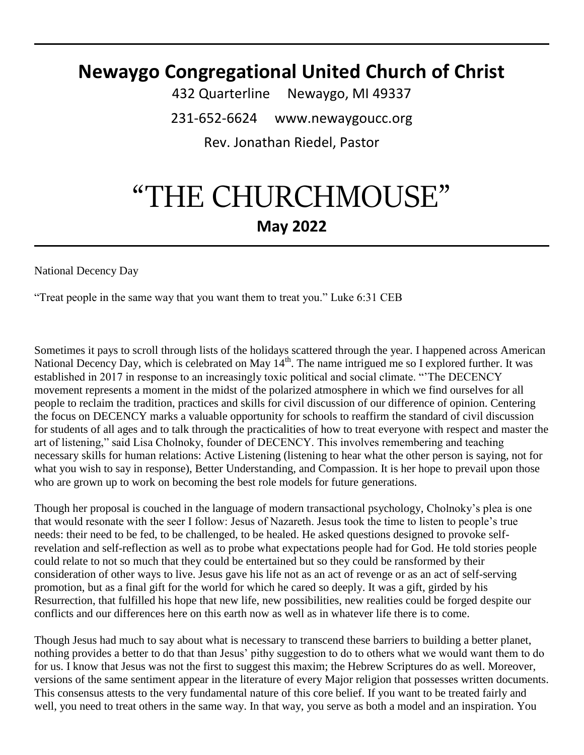# Newaygo Congregational United Church of Christ

432 Quarterline Newaygo, MI 49337

231-652-6624 www.newaygoucc.org

Rev. Jonathan Riedel, Pastor

# "THE CHURCHMOUSE"

## May 2022

National Decency Day

"Treat people in the same way that you want them to treat you." Luke 6:31 CEB

Sometimes it pays to scroll through lists of the holidays scattered through the year. I happened across American National Decency Day, which is celebrated on May 14th. The name intrigued me so I explored further. It was established in 2017 in response to an increasingly toxic political and social climate. "'The DECENCY movement represents a moment in the midst of the polarized atmosphere in which we find ourselves for all people to reclaim the tradition, practices and skills for civil discussion of our difference of opinion. Centering the focus on DECENCY marks a valuable opportunity for schools to reaffirm the standard of civil discussion for students of all ages and to talk through the practicalities of how to treat everyone with respect and master the art of listening," said Lisa Cholnoky, founder of DECENCY. This involves remembering and teaching necessary skills for human relations: Active Listening (listening to hear what the other person is saying, not for what you wish to say in response), Better Understanding, and Compassion. It is her hope to prevail upon those who are grown up to work on becoming the best role models for future generations.

Though her proposal is couched in the language of modern transactional psychology, Cholnoky's plea is one that would resonate with the seer I follow: Jesus of Nazareth. Jesus took the time to listen to people's true needs: their need to be fed, to be challenged, to be healed. He asked questions designed to provoke self-revelation and self-reflection as well as to probe what expectations people had for God. He told stories people could relate to not so much that they could be entertained but so they could be ransformed by their consideration of other ways to live. Jesus gave his life not as an act of revenge or as an act of self-serving promotion, but as a final gift for the world for which he cared so deeply. It was a gift, girded by his Resurrection, that fulfilled his hope that new life, new possibilities, new realities could be forged despite our conflicts and our differences here on this earth now as well as in whatever life there is to come.

Though Jesus had much to say about what is necessary to transcend these barriers to building a better planet, nothing provides a better to do that than Jesus' pithy suggestion to do to others what we would want them to do for us. I know that Jesus was not the first to suggest this maxim; the Hebrew Scriptures do as well. Moreover, versions of the same sentiment appear in the literature of every Major religion that possesses written documents. This consensus attests to the very fundamental nature of this core belief. If you want to be treated fairly and well, you need to treat others in the same way. In that way, you serve as both a model and an inspiration. You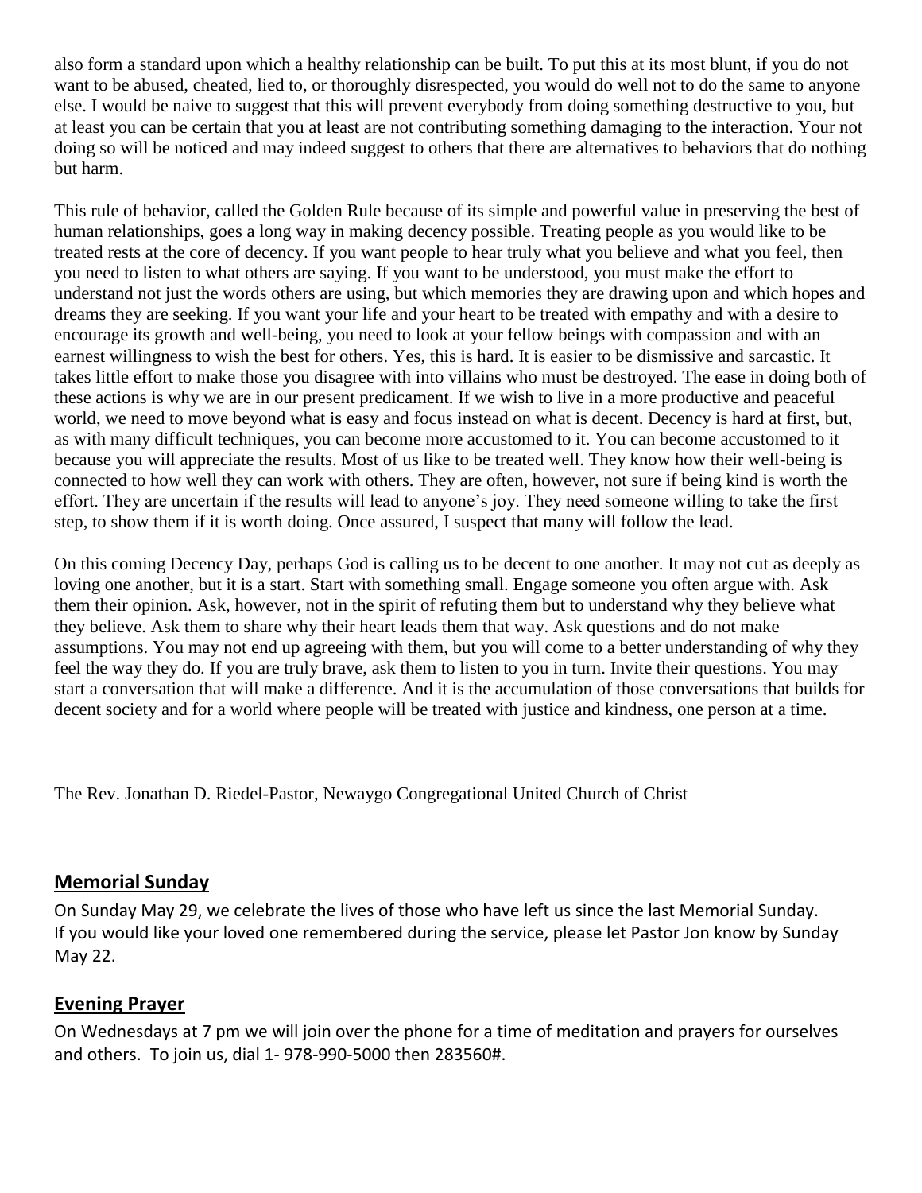also form a standard upon which a healthy relationship can be built. To put this at its most blunt, if you do not want to be abused, cheated, lied to, or thoroughly disrespected, you would do well not to do the same to anyone else. I would be naive to suggest that this will prevent everybody from doing something destructive to you, but at least you can be certain that you at least are not contributing something damaging to the interaction. Your not doing so will be noticed and may indeed suggest to others that there are alternatives to behaviors that do nothing but harm.

This rule of behavior, called the Golden Rule because of its simple and powerful value in preserving the best of human relationships, goes a long way in making decency possible. Treating people as you would like to be treated rests at the core of decency. If you want people to hear truly what you believe and what you feel, then you need to listen to what others are saying. If you want to be understood, you must make the effort to understand not just the words others are using, but which memories they are drawing upon and which hopes and dreams they are seeking. If you want your life and your heart to be treated with empathy and with a desire to encourage its growth and well-being, you need to look at your fellow beings with compassion and with an earnest willingness to wish the best for others. Yes, this is hard. It is easier to be dismissive and sarcastic. It takes little effort to make those you disagree with into villains who must be destroyed. The ease in doing both of these actions is why we are in our present predicament. If we wish to live in a more productive and peaceful world, we need to move beyond what is easy and focus instead on what is decent. Decency is hard at first, but, as with many difficult techniques, you can become more accustomed to it. You can become accustomed to it because you will appreciate the results. Most of us like to be treated well. They know how their well-being is connected to how well they can work with others. They are often, however, not sure if being kind is worth the effort. They are uncertain if the results will lead to anyone's joy. They need someone willing to take the first step, to show them if it is worth doing. Once assured, I suspect that many will follow the lead.

On this coming Decency Day, perhaps God is calling us to be decent to one another. It may not cut as deeply as loving one another, but it is a start. Start with something small. Engage someone you often argue with. Ask them their opinion. Ask, however, not in the spirit of refuting them but to understand why they believe what they believe. Ask them to share why their heart leads them that way. Ask questions and do not make assumptions. You may not end up agreeing with them, but you will come to a better understanding of why they feel the way they do. If you are truly brave, ask them to listen to you in turn. Invite their questions. You may start a conversation that will make a difference. And it is the accumulation of those conversations that builds for decent society and for a world where people will be treated with justice and kindness, one person at a time.

The Rev. Jonathan D. Riedel-Pastor, Newaygo Congregational United Church of Christ

## Memorial Sunday

On Sunday May 29, we celebrate the lives of those who have left us since the last Memorial Sunday. If you would like your loved one remembered during the service, please let Pastor Jon know by Sunday May 22.

## Evening Prayer

On Wednesdays at 7 pm we will join over the phone for a time of meditation and prayers for ourselves and others. To join us, dial 1- 978-990-5000 then 283560#.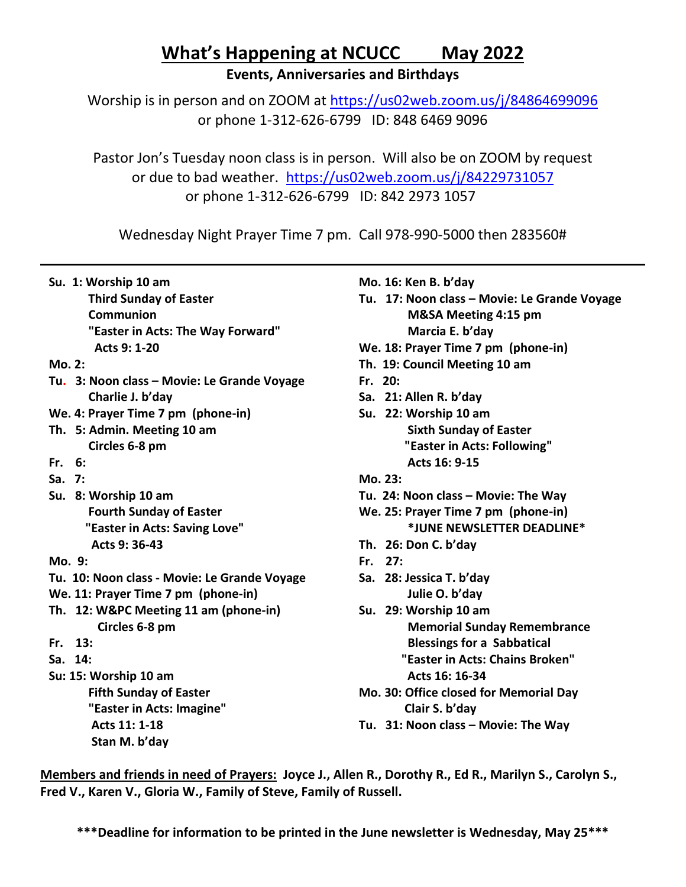# What's Happening at NCUCC May 2022

**Events, Anniversaries and Birthdays**

Worship is in person and on ZOOM at https://us02web.zoom.us/j/84864699096
or phone 1-312-626-6799 ID: 848 6469 9096

Pastor Jon's Tuesday noon class is in person. Will also be on ZOOM by request or due to bad weather. https://us02web.zoom.us/j/84229731057
or phone 1-312-626-6799 ID: 842 2973 1057

Wednesday Night Prayer Time 7 pm. Call 978-990-5000 then 283560#

---

**Su. 1: Worship 10 am**
**Third Sunday of Easter**
**Communion**
**"Easter in Acts: The Way Forward"**
**Acts 9: 1-20**

**Mo. 2:**

**Tu. 3: Noon class – Movie: Le Grande Voyage**
**Charlie J. b'day**

**We. 4: Prayer Time 7 pm (phone-in)**

**Th. 5: Admin. Meeting 10 am**
**Circles 6-8 pm**

**Fr. 6:**

**Sa. 7:**

**Su. 8: Worship 10 am**
**Fourth Sunday of Easter**
**"Easter in Acts: Saving Love"**
**Acts 9: 36-43**

**Mo. 9:**

**Tu. 10: Noon class - Movie: Le Grande Voyage**

**We. 11: Prayer Time 7 pm (phone-in)**

**Th. 12: W&PC Meeting 11 am (phone-in)**
**Circles 6-8 pm**

**Fr. 13:**

**Sa. 14:**

**Su: 15: Worship 10 am**
**Fifth Sunday of Easter**
**"Easter in Acts: Imagine"**
**Acts 11: 1-18**
**Stan M. b'day**

**Mo. 16: Ken B. b'day**

**Tu. 17: Noon class – Movie: Le Grande Voyage**
**M&SA Meeting 4:15 pm**
**Marcia E. b'day**

**We. 18: Prayer Time 7 pm (phone-in)**

**Th. 19: Council Meeting 10 am**

**Fr. 20:**

**Sa. 21: Allen R. b'day**

**Su. 22: Worship 10 am**
**Sixth Sunday of Easter**
**"Easter in Acts: Following"**
**Acts 16: 9-15**

**Mo. 23:**

**Tu. 24: Noon class – Movie: The Way**

**We. 25: Prayer Time 7 pm (phone-in)**
**\*JUNE NEWSLETTER DEADLINE\***

**Th. 26: Don C. b'day**

**Fr. 27:**

**Sa. 28: Jessica T. b'day**
**Julie O. b'day**

**Su. 29: Worship 10 am**
**Memorial Sunday Remembrance**
**Blessings for a Sabbatical**
**"Easter in Acts: Chains Broken"**
**Acts 16: 16-34**

**Mo. 30: Office closed for Memorial Day**
**Clair S. b'day**

**Tu. 31: Noon class – Movie: The Way**

**<u>Members and friends in need of Prayers:</u> Joyce J., Allen R., Dorothy R., Ed R., Marilyn S., Carolyn S., Fred V., Karen V., Gloria W., Family of Steve, Family of Russell.**

**\*\*\*Deadline for information to be printed in the June newsletter is Wednesday, May 25\*\*\***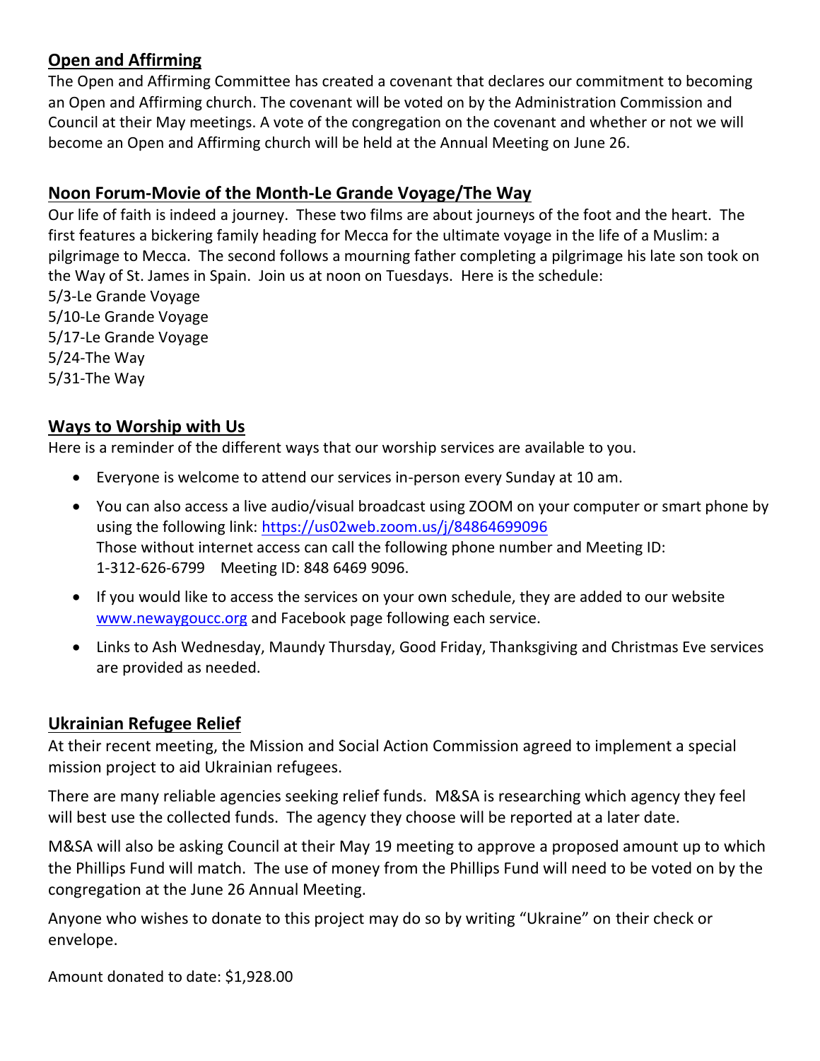## Open and Affirming

The Open and Affirming Committee has created a covenant that declares our commitment to becoming an Open and Affirming church. The covenant will be voted on by the Administration Commission and Council at their May meetings. A vote of the congregation on the covenant and whether or not we will become an Open and Affirming church will be held at the Annual Meeting on June 26.

## Noon Forum-Movie of the Month-Le Grande Voyage/The Way

Our life of faith is indeed a journey. These two films are about journeys of the foot and the heart. The first features a bickering family heading for Mecca for the ultimate voyage in the life of a Muslim: a pilgrimage to Mecca. The second follows a mourning father completing a pilgrimage his late son took on the Way of St. James in Spain. Join us at noon on Tuesdays. Here is the schedule:

5/3-Le Grande Voyage
5/10-Le Grande Voyage
5/17-Le Grande Voyage
5/24-The Way
5/31-The Way

## Ways to Worship with Us

Here is a reminder of the different ways that our worship services are available to you.

- Everyone is welcome to attend our services in-person every Sunday at 10 am.
- You can also access a live audio/visual broadcast using ZOOM on your computer or smart phone by using the following link: https://us02web.zoom.us/j/84864699096
  Those without internet access can call the following phone number and Meeting ID:
  1-312-626-6799 Meeting ID: 848 6469 9096.
- If you would like to access the services on your own schedule, they are added to our website www.newaygoucc.org and Facebook page following each service.
- Links to Ash Wednesday, Maundy Thursday, Good Friday, Thanksgiving and Christmas Eve services are provided as needed.

## Ukrainian Refugee Relief

At their recent meeting, the Mission and Social Action Commission agreed to implement a special mission project to aid Ukrainian refugees.

There are many reliable agencies seeking relief funds. M&SA is researching which agency they feel will best use the collected funds. The agency they choose will be reported at a later date.

M&SA will also be asking Council at their May 19 meeting to approve a proposed amount up to which the Phillips Fund will match. The use of money from the Phillips Fund will need to be voted on by the congregation at the June 26 Annual Meeting.

Anyone who wishes to donate to this project may do so by writing "Ukraine" on their check or envelope.

Amount donated to date: $1,928.00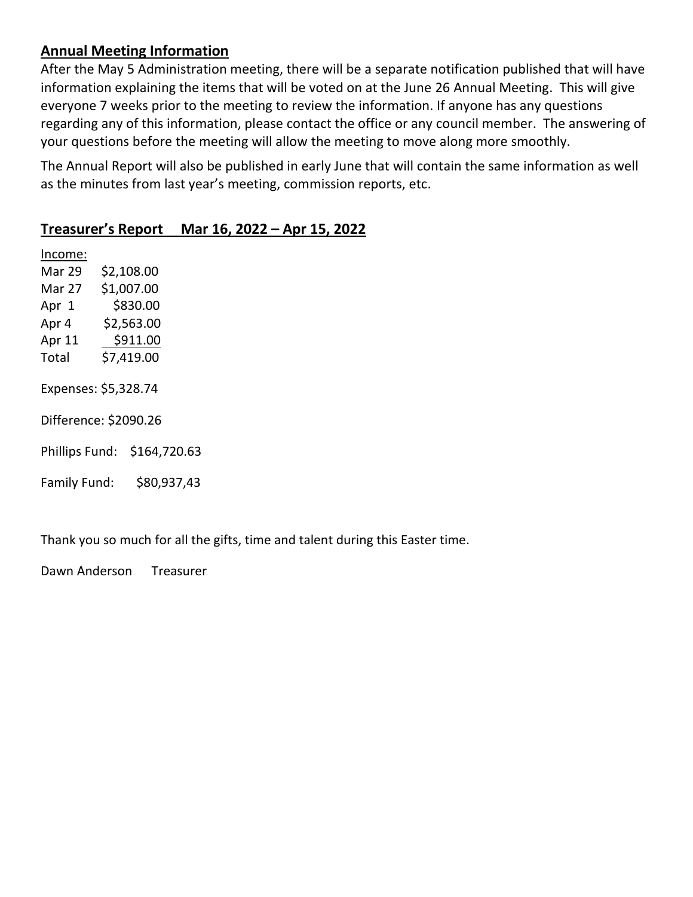## Annual Meeting Information

After the May 5 Administration meeting, there will be a separate notification published that will have information explaining the items that will be voted on at the June 26 Annual Meeting. This will give everyone 7 weeks prior to the meeting to review the information. If anyone has any questions regarding any of this information, please contact the office or any council member. The answering of your questions before the meeting will allow the meeting to move along more smoothly.

The Annual Report will also be published in early June that will contain the same information as well as the minutes from last year's meeting, commission reports, etc.

## Treasurer's Report Mar 16, 2022 – Apr 15, 2022

Income:

| | |
|---|---|
| Mar 29 | $2,108.00 |
| Mar 27 | $1,007.00 |
| Apr 1 | $830.00 |
| Apr 4 | $2,563.00 |
| Apr 11 | $911.00 |
| Total | $7,419.00 |

Expenses: $5,328.74

Difference: $2090.26

Phillips Fund: $164,720.63

Family Fund: $80,937,43

Thank you so much for all the gifts, time and talent during this Easter time.

Dawn Anderson Treasurer